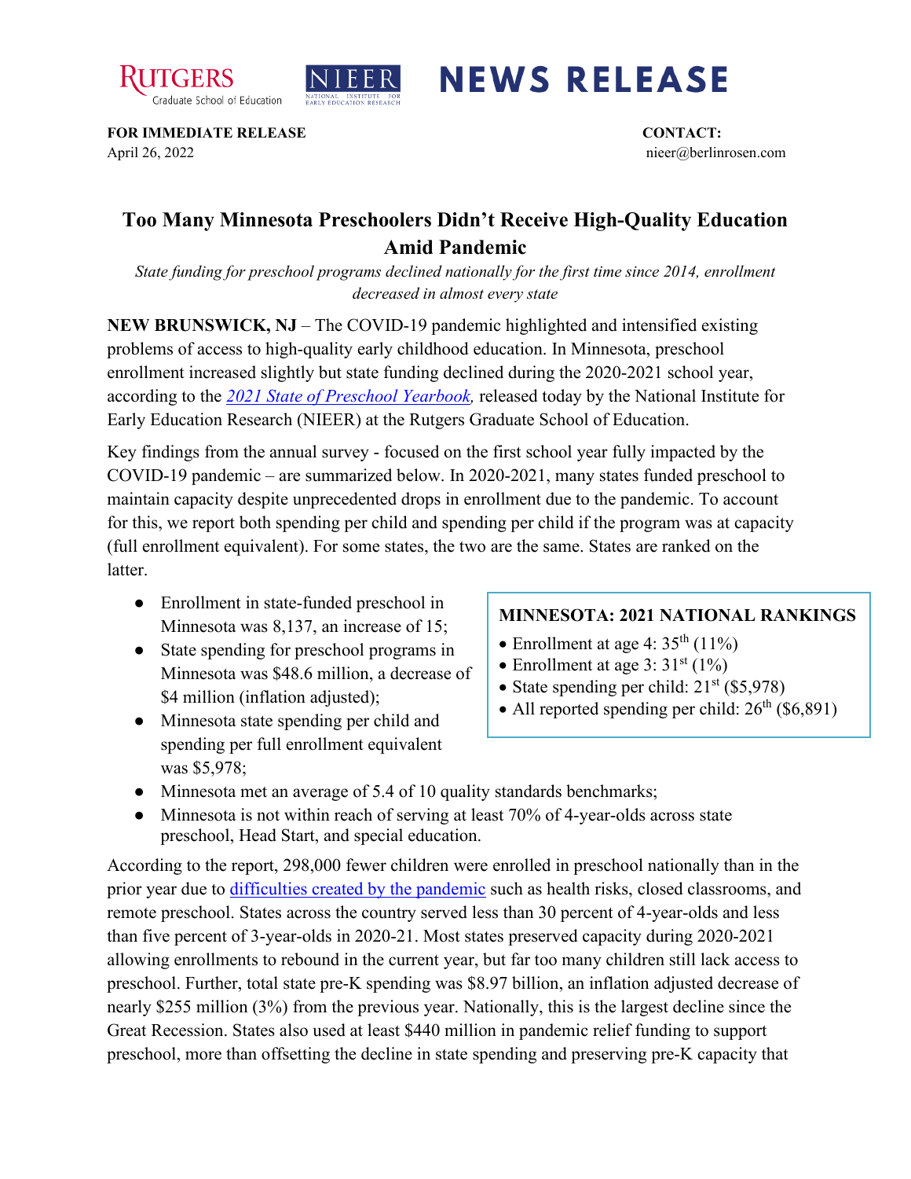**NEWS RELEASE**

**FOR IMMEDIATE RELEASE**
April 26, 2022

**CONTACT:**
nieer@berlinrosen.com

# Too Many Minnesota Preschoolers Didn't Receive High-Quality Education Amid Pandemic

*State funding for preschool programs declined nationally for the first time since 2014, enrollment decreased in almost every state*

**NEW BRUNSWICK, NJ** – The COVID-19 pandemic highlighted and intensified existing problems of access to high-quality early childhood education. In Minnesota, preschool enrollment increased slightly but state funding declined during the 2020-2021 school year, according to the *2021 State of Preschool Yearbook,* released today by the National Institute for Early Education Research (NIEER) at the Rutgers Graduate School of Education.

Key findings from the annual survey - focused on the first school year fully impacted by the COVID-19 pandemic – are summarized below. In 2020-2021, many states funded preschool to maintain capacity despite unprecedented drops in enrollment due to the pandemic. To account for this, we report both spending per child and spending per child if the program was at capacity (full enrollment equivalent). For some states, the two are the same. States are ranked on the latter.

- Enrollment in state-funded preschool in Minnesota was 8,137, an increase of 15;
- State spending for preschool programs in Minnesota was $48.6 million, a decrease of $4 million (inflation adjusted);
- Minnesota state spending per child and spending per full enrollment equivalent was $5,978;
- Minnesota met an average of 5.4 of 10 quality standards benchmarks;
- Minnesota is not within reach of serving at least 70% of 4-year-olds across state preschool, Head Start, and special education.

**MINNESOTA: 2021 NATIONAL RANKINGS**

- Enrollment at age 4: 35th (11%)
- Enrollment at age 3: 31st (1%)
- State spending per child: 21st ($5,978)
- All reported spending per child: 26th ($6,891)

According to the report, 298,000 fewer children were enrolled in preschool nationally than in the prior year due to difficulties created by the pandemic such as health risks, closed classrooms, and remote preschool. States across the country served less than 30 percent of 4-year-olds and less than five percent of 3-year-olds in 2020-21. Most states preserved capacity during 2020-2021 allowing enrollments to rebound in the current year, but far too many children still lack access to preschool. Further, total state pre-K spending was $8.97 billion, an inflation adjusted decrease of nearly $255 million (3%) from the previous year. Nationally, this is the largest decline since the Great Recession. States also used at least $440 million in pandemic relief funding to support preschool, more than offsetting the decline in state spending and preserving pre-K capacity that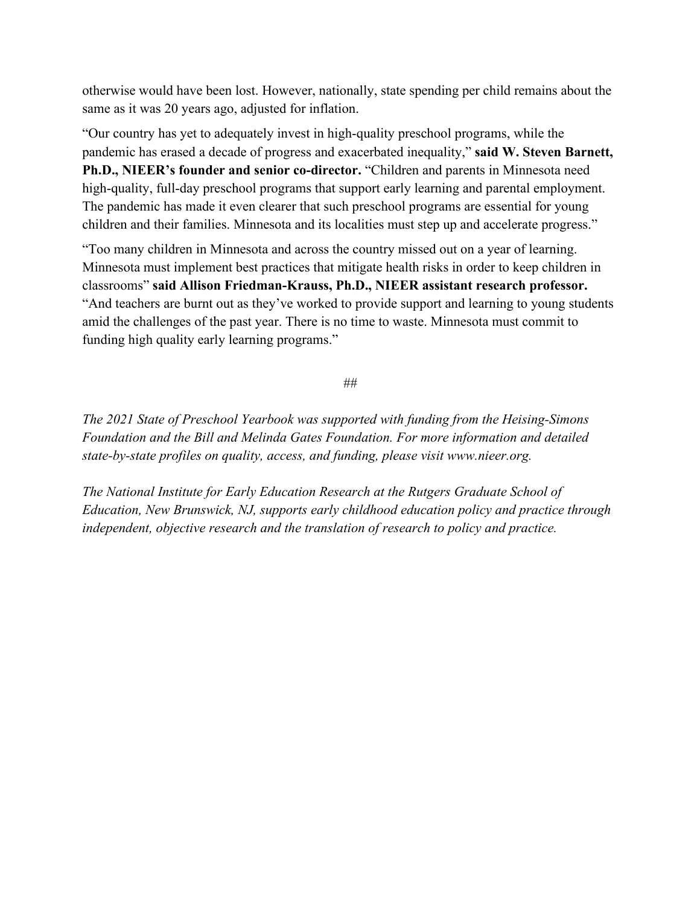otherwise would have been lost. However, nationally, state spending per child remains about the same as it was 20 years ago, adjusted for inflation.

“Our country has yet to adequately invest in high-quality preschool programs, while the pandemic has erased a decade of progress and exacerbated inequality,” **said W. Steven Barnett, Ph.D., NIEER’s founder and senior co-director.** “Children and parents in Minnesota need high-quality, full-day preschool programs that support early learning and parental employment. The pandemic has made it even clearer that such preschool programs are essential for young children and their families. Minnesota and its localities must step up and accelerate progress.”

“Too many children in Minnesota and across the country missed out on a year of learning. Minnesota must implement best practices that mitigate health risks in order to keep children in classrooms” **said Allison Friedman-Krauss, Ph.D., NIEER assistant research professor.** “And teachers are burnt out as they’ve worked to provide support and learning to young students amid the challenges of the past year. There is no time to waste. Minnesota must commit to funding high quality early learning programs.”

##

*The 2021 State of Preschool Yearbook was supported with funding from the Heising-Simons Foundation and the Bill and Melinda Gates Foundation. For more information and detailed state-by-state profiles on quality, access, and funding, please visit www.nieer.org.*

*The National Institute for Early Education Research at the Rutgers Graduate School of Education, New Brunswick, NJ, supports early childhood education policy and practice through independent, objective research and the translation of research to policy and practice.*